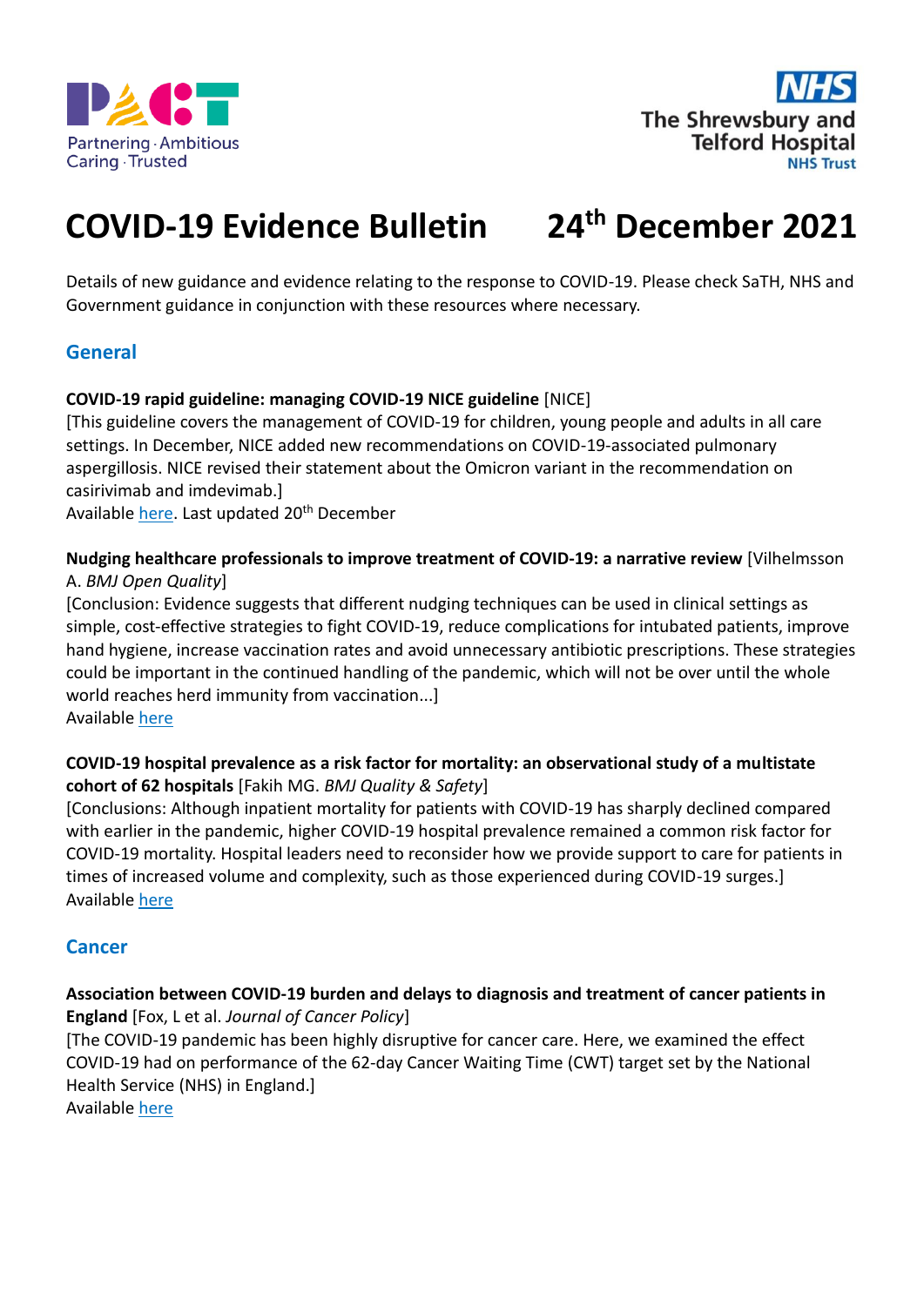# COVID-19 Evidence Bulletin 24th December 2021

Details of new guidance and evidence relating to the response to COVID-19. Please check SaTH, NHS and Government guidance in conjunction with these resources where necessary.

## General

**COVID-19 rapid guideline: managing COVID-19 NICE guideline** [NICE]
[This guideline covers the management of COVID-19 for children, young people and adults in all care settings. In December, NICE added new recommendations on COVID-19-associated pulmonary aspergillosis. NICE revised their statement about the Omicron variant in the recommendation on casirivimab and imdevimab.]
Available here. Last updated 20th December

**Nudging healthcare professionals to improve treatment of COVID-19: a narrative review** [Vilhelmsson A. *BMJ Open Quality*]
[Conclusion: Evidence suggests that different nudging techniques can be used in clinical settings as simple, cost-effective strategies to fight COVID-19, reduce complications for intubated patients, improve hand hygiene, increase vaccination rates and avoid unnecessary antibiotic prescriptions. These strategies could be important in the continued handling of the pandemic, which will not be over until the whole world reaches herd immunity from vaccination...]
Available here

**COVID-19 hospital prevalence as a risk factor for mortality: an observational study of a multistate cohort of 62 hospitals** [Fakih MG. *BMJ Quality & Safety*]
[Conclusions: Although inpatient mortality for patients with COVID-19 has sharply declined compared with earlier in the pandemic, higher COVID-19 hospital prevalence remained a common risk factor for COVID-19 mortality. Hospital leaders need to reconsider how we provide support to care for patients in times of increased volume and complexity, such as those experienced during COVID-19 surges.]
Available here

## Cancer

**Association between COVID-19 burden and delays to diagnosis and treatment of cancer patients in England** [Fox, L et al. *Journal of Cancer Policy*]
[The COVID-19 pandemic has been highly disruptive for cancer care. Here, we examined the effect COVID-19 had on performance of the 62-day Cancer Waiting Time (CWT) target set by the National Health Service (NHS) in England.]
Available here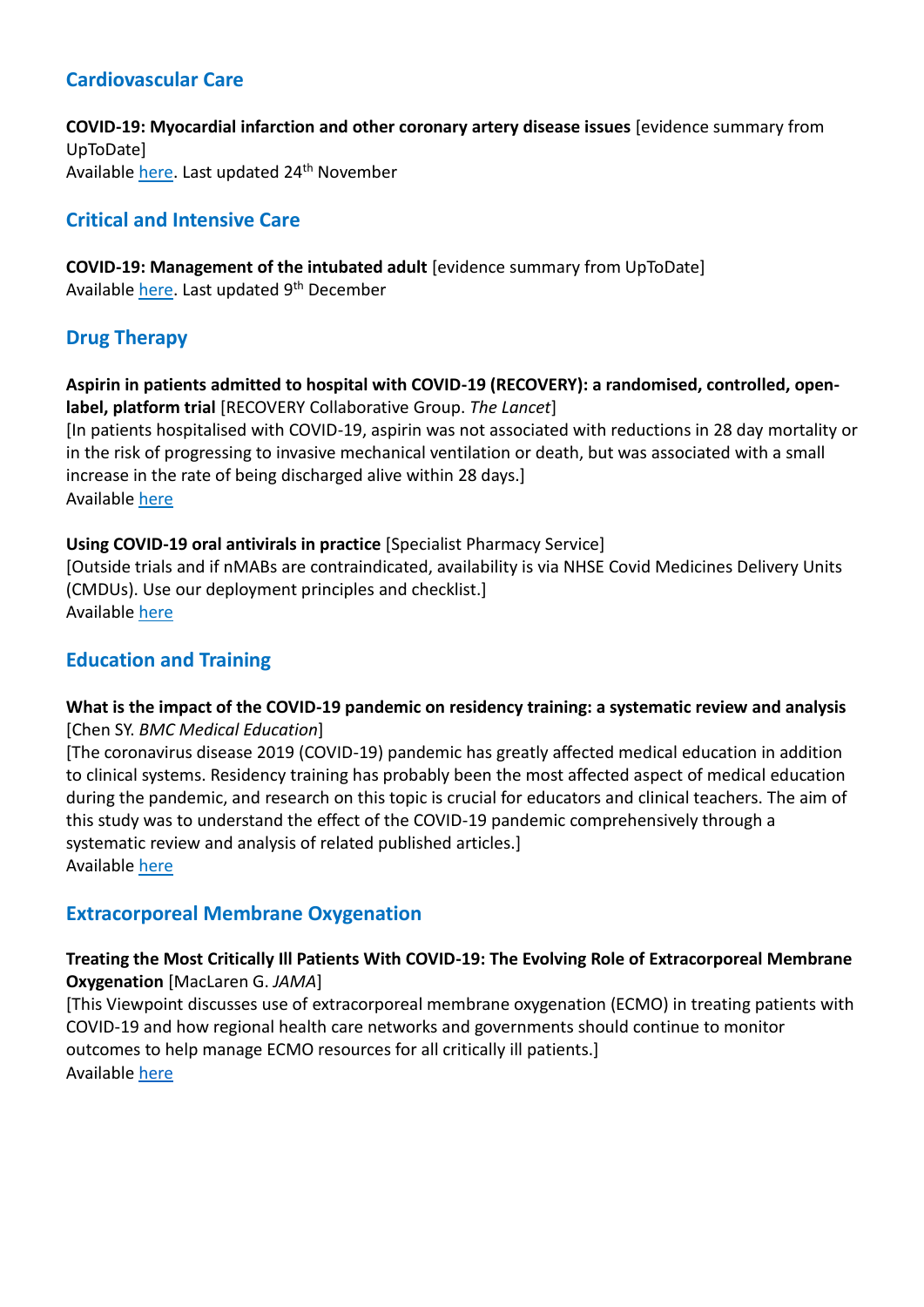## Cardiovascular Care

**COVID-19: Myocardial infarction and other coronary artery disease issues** [evidence summary from UpToDate]
Available here. Last updated 24th November

## Critical and Intensive Care

**COVID-19: Management of the intubated adult** [evidence summary from UpToDate]
Available here. Last updated 9th December

## Drug Therapy

**Aspirin in patients admitted to hospital with COVID-19 (RECOVERY): a randomised, controlled, open-label, platform trial** [RECOVERY Collaborative Group. *The Lancet*]
[In patients hospitalised with COVID-19, aspirin was not associated with reductions in 28 day mortality or in the risk of progressing to invasive mechanical ventilation or death, but was associated with a small increase in the rate of being discharged alive within 28 days.]
Available here

**Using COVID-19 oral antivirals in practice** [Specialist Pharmacy Service]
[Outside trials and if nMABs are contraindicated, availability is via NHSE Covid Medicines Delivery Units (CMDUs). Use our deployment principles and checklist.]
Available here

## Education and Training

**What is the impact of the COVID-19 pandemic on residency training: a systematic review and analysis** [Chen SY. *BMC Medical Education*]
[The coronavirus disease 2019 (COVID-19) pandemic has greatly affected medical education in addition to clinical systems. Residency training has probably been the most affected aspect of medical education during the pandemic, and research on this topic is crucial for educators and clinical teachers. The aim of this study was to understand the effect of the COVID-19 pandemic comprehensively through a systematic review and analysis of related published articles.]
Available here

## Extracorporeal Membrane Oxygenation

**Treating the Most Critically Ill Patients With COVID-19: The Evolving Role of Extracorporeal Membrane Oxygenation** [MacLaren G. *JAMA*]
[This Viewpoint discusses use of extracorporeal membrane oxygenation (ECMO) in treating patients with COVID-19 and how regional health care networks and governments should continue to monitor outcomes to help manage ECMO resources for all critically ill patients.]
Available here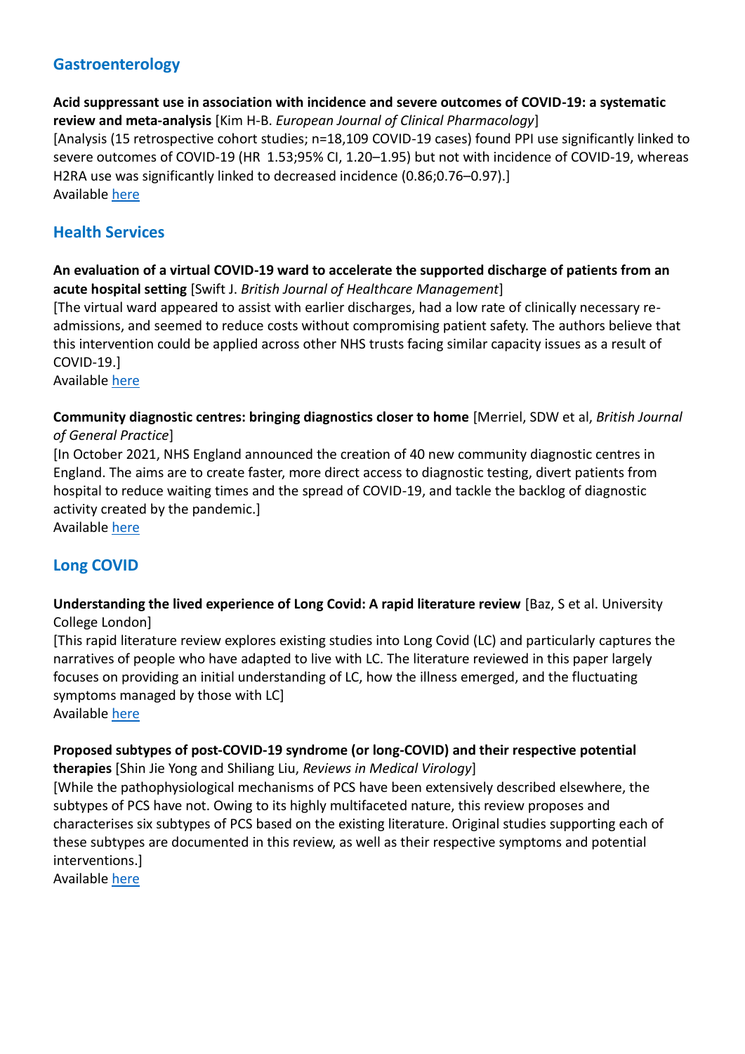## Gastroenterology

**Acid suppressant use in association with incidence and severe outcomes of COVID-19: a systematic review and meta-analysis** [Kim H-B. *European Journal of Clinical Pharmacology*]
[Analysis (15 retrospective cohort studies; n=18,109 COVID-19 cases) found PPI use significantly linked to severe outcomes of COVID-19 (HR 1.53;95% CI, 1.20–1.95) but not with incidence of COVID-19, whereas H2RA use was significantly linked to decreased incidence (0.86;0.76–0.97).]
Available here

## Health Services

**An evaluation of a virtual COVID-19 ward to accelerate the supported discharge of patients from an acute hospital setting** [Swift J. *British Journal of Healthcare Management*]
[The virtual ward appeared to assist with earlier discharges, had a low rate of clinically necessary re-admissions, and seemed to reduce costs without compromising patient safety. The authors believe that this intervention could be applied across other NHS trusts facing similar capacity issues as a result of COVID-19.]
Available here

**Community diagnostic centres: bringing diagnostics closer to home** [Merriel, SDW et al, *British Journal of General Practice*]
[In October 2021, NHS England announced the creation of 40 new community diagnostic centres in England. The aims are to create faster, more direct access to diagnostic testing, divert patients from hospital to reduce waiting times and the spread of COVID-19, and tackle the backlog of diagnostic activity created by the pandemic.]
Available here

## Long COVID

**Understanding the lived experience of Long Covid: A rapid literature review** [Baz, S et al. University College London]
[This rapid literature review explores existing studies into Long Covid (LC) and particularly captures the narratives of people who have adapted to live with LC. The literature reviewed in this paper largely focuses on providing an initial understanding of LC, how the illness emerged, and the fluctuating symptoms managed by those with LC]
Available here

**Proposed subtypes of post-COVID-19 syndrome (or long-COVID) and their respective potential therapies** [Shin Jie Yong and Shiliang Liu, *Reviews in Medical Virology*]
[While the pathophysiological mechanisms of PCS have been extensively described elsewhere, the subtypes of PCS have not. Owing to its highly multifaceted nature, this review proposes and characterises six subtypes of PCS based on the existing literature. Original studies supporting each of these subtypes are documented in this review, as well as their respective symptoms and potential interventions.]
Available here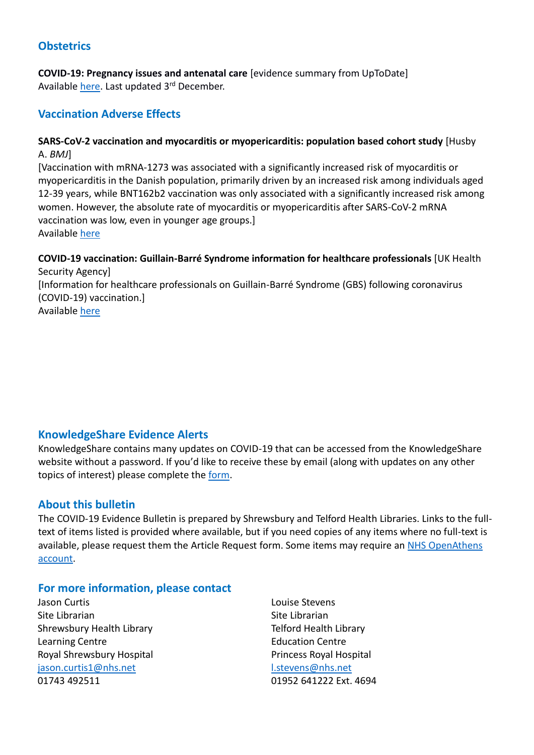## Obstetrics

**COVID-19: Pregnancy issues and antenatal care** [evidence summary from UpToDate]
Available here. Last updated 3rd December.

## Vaccination Adverse Effects

**SARS-CoV-2 vaccination and myocarditis or myopericarditis: population based cohort study** [Husby A. *BMJ*]
[Vaccination with mRNA-1273 was associated with a significantly increased risk of myocarditis or myopericarditis in the Danish population, primarily driven by an increased risk among individuals aged 12-39 years, while BNT162b2 vaccination was only associated with a significantly increased risk among women. However, the absolute rate of myocarditis or myopericarditis after SARS-CoV-2 mRNA vaccination was low, even in younger age groups.]
Available here

**COVID-19 vaccination: Guillain-Barré Syndrome information for healthcare professionals** [UK Health Security Agency]
[Information for healthcare professionals on Guillain-Barré Syndrome (GBS) following coronavirus (COVID-19) vaccination.]
Available here

## KnowledgeShare Evidence Alerts

KnowledgeShare contains many updates on COVID-19 that can be accessed from the KnowledgeShare website without a password. If you'd like to receive these by email (along with updates on any other topics of interest) please complete the form.

## About this bulletin

The COVID-19 Evidence Bulletin is prepared by Shrewsbury and Telford Health Libraries. Links to the full-text of items listed is provided where available, but if you need copies of any items where no full-text is available, please request them the Article Request form. Some items may require an NHS OpenAthens account.

## For more information, please contact

Jason Curtis
Site Librarian
Shrewsbury Health Library
Learning Centre
Royal Shrewsbury Hospital
jason.curtis1@nhs.net
01743 492511

Louise Stevens
Site Librarian
Telford Health Library
Education Centre
Princess Royal Hospital
l.stevens@nhs.net
01952 641222 Ext. 4694